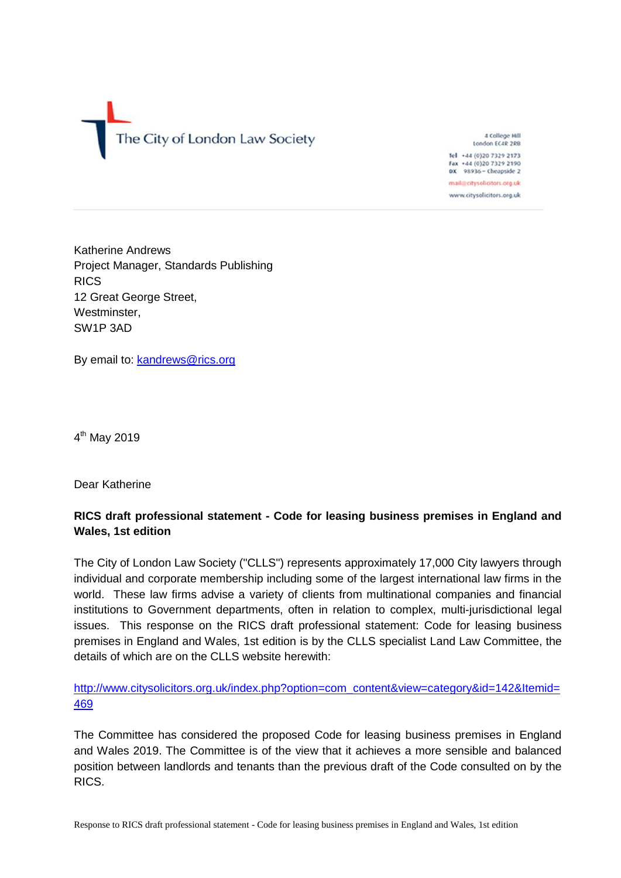The City of London Law Society

4 College Hill
London EC4R 2RB

Tel +44 (0)20 7329 2173
Fax +44 (0)20 7329 2190
DX 98936 – Cheapside 2

mail@citysolicitors.org.uk

www.citysolicitors.org.uk

Katherine Andrews
Project Manager, Standards Publishing
RICS
12 Great George Street,
Westminster,
SW1P 3AD

By email to: kandrews@rics.org

4th May 2019

Dear Katherine

**RICS draft professional statement - Code for leasing business premises in England and Wales, 1st edition**

The City of London Law Society ("CLLS") represents approximately 17,000 City lawyers through individual and corporate membership including some of the largest international law firms in the world. These law firms advise a variety of clients from multinational companies and financial institutions to Government departments, often in relation to complex, multi-jurisdictional legal issues. This response on the RICS draft professional statement: Code for leasing business premises in England and Wales, 1st edition is by the CLLS specialist Land Law Committee, the details of which are on the CLLS website herewith:

http://www.citysolicitors.org.uk/index.php?option=com_content&view=category&id=142&Itemid=469

The Committee has considered the proposed Code for leasing business premises in England and Wales 2019. The Committee is of the view that it achieves a more sensible and balanced position between landlords and tenants than the previous draft of the Code consulted on by the RICS.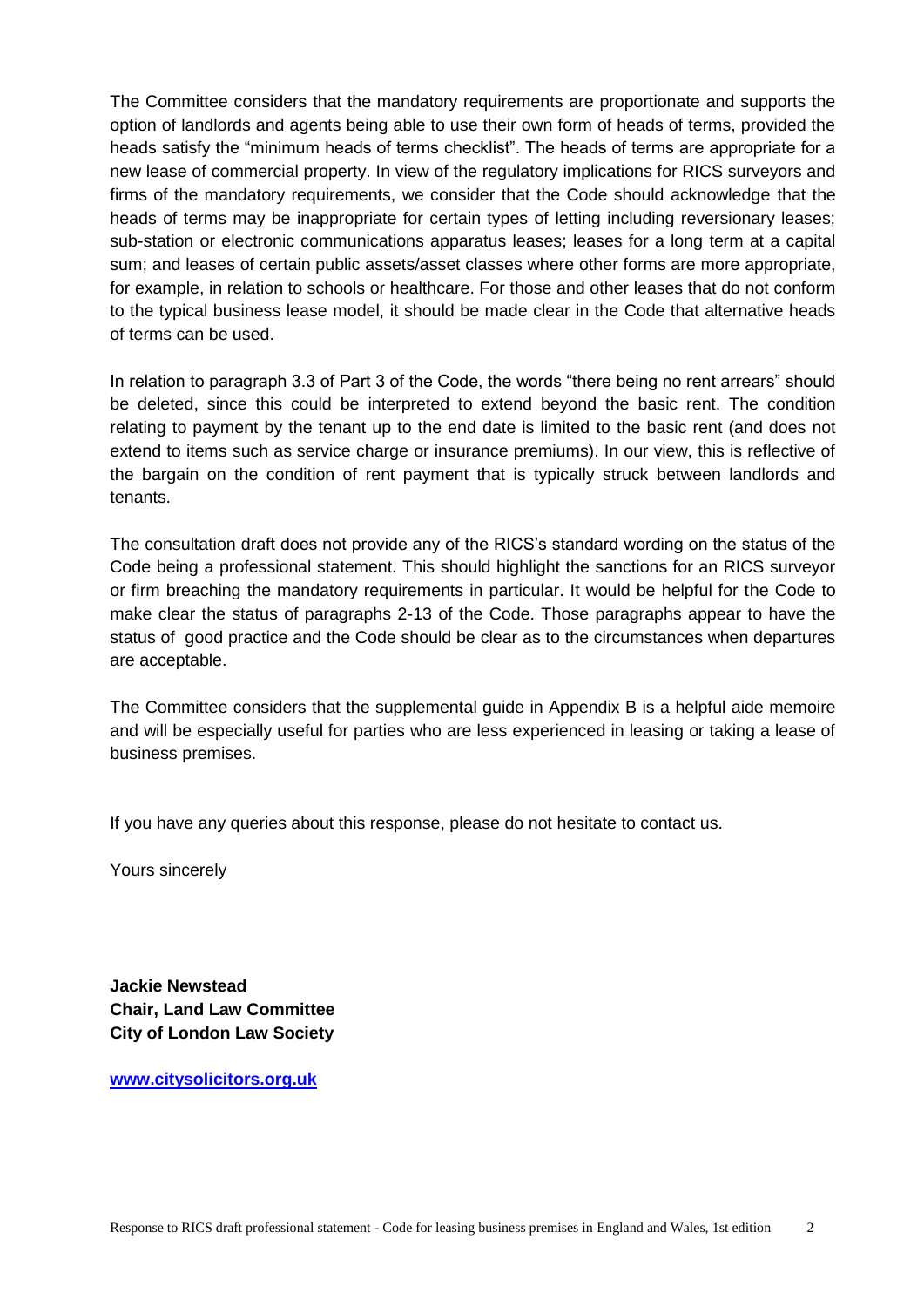The Committee considers that the mandatory requirements are proportionate and supports the option of landlords and agents being able to use their own form of heads of terms, provided the heads satisfy the "minimum heads of terms checklist". The heads of terms are appropriate for a new lease of commercial property. In view of the regulatory implications for RICS surveyors and firms of the mandatory requirements, we consider that the Code should acknowledge that the heads of terms may be inappropriate for certain types of letting including reversionary leases; sub-station or electronic communications apparatus leases; leases for a long term at a capital sum; and leases of certain public assets/asset classes where other forms are more appropriate, for example, in relation to schools or healthcare. For those and other leases that do not conform to the typical business lease model, it should be made clear in the Code that alternative heads of terms can be used.

In relation to paragraph 3.3 of Part 3 of the Code, the words "there being no rent arrears" should be deleted, since this could be interpreted to extend beyond the basic rent. The condition relating to payment by the tenant up to the end date is limited to the basic rent (and does not extend to items such as service charge or insurance premiums). In our view, this is reflective of the bargain on the condition of rent payment that is typically struck between landlords and tenants.

The consultation draft does not provide any of the RICS's standard wording on the status of the Code being a professional statement. This should highlight the sanctions for an RICS surveyor or firm breaching the mandatory requirements in particular. It would be helpful for the Code to make clear the status of paragraphs 2-13 of the Code. Those paragraphs appear to have the status of good practice and the Code should be clear as to the circumstances when departures are acceptable.

The Committee considers that the supplemental guide in Appendix B is a helpful aide memoire and will be especially useful for parties who are less experienced in leasing or taking a lease of business premises.

If you have any queries about this response, please do not hesitate to contact us.

Yours sincerely

**Jackie Newstead**
**Chair, Land Law Committee**
**City of London Law Society**

**www.citysolicitors.org.uk**